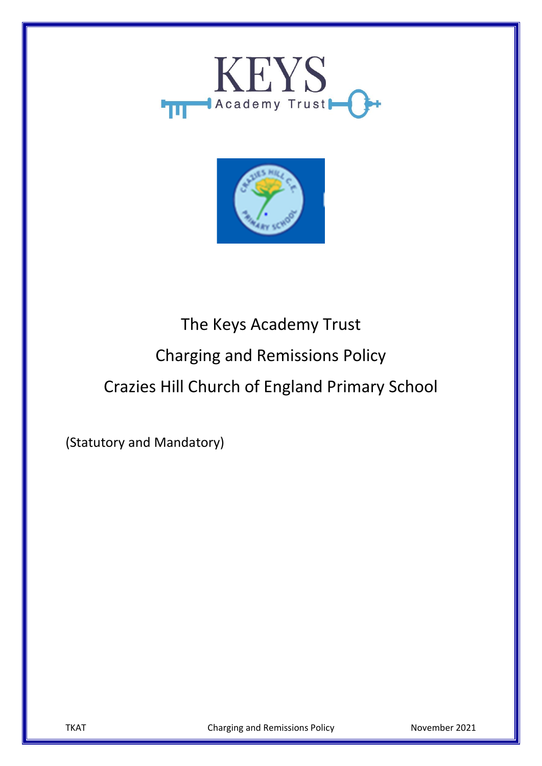# The Keys Academy Trust

# Charging and Remissions Policy

# Crazies Hill Church of England Primary School

(Statutory and Mandatory)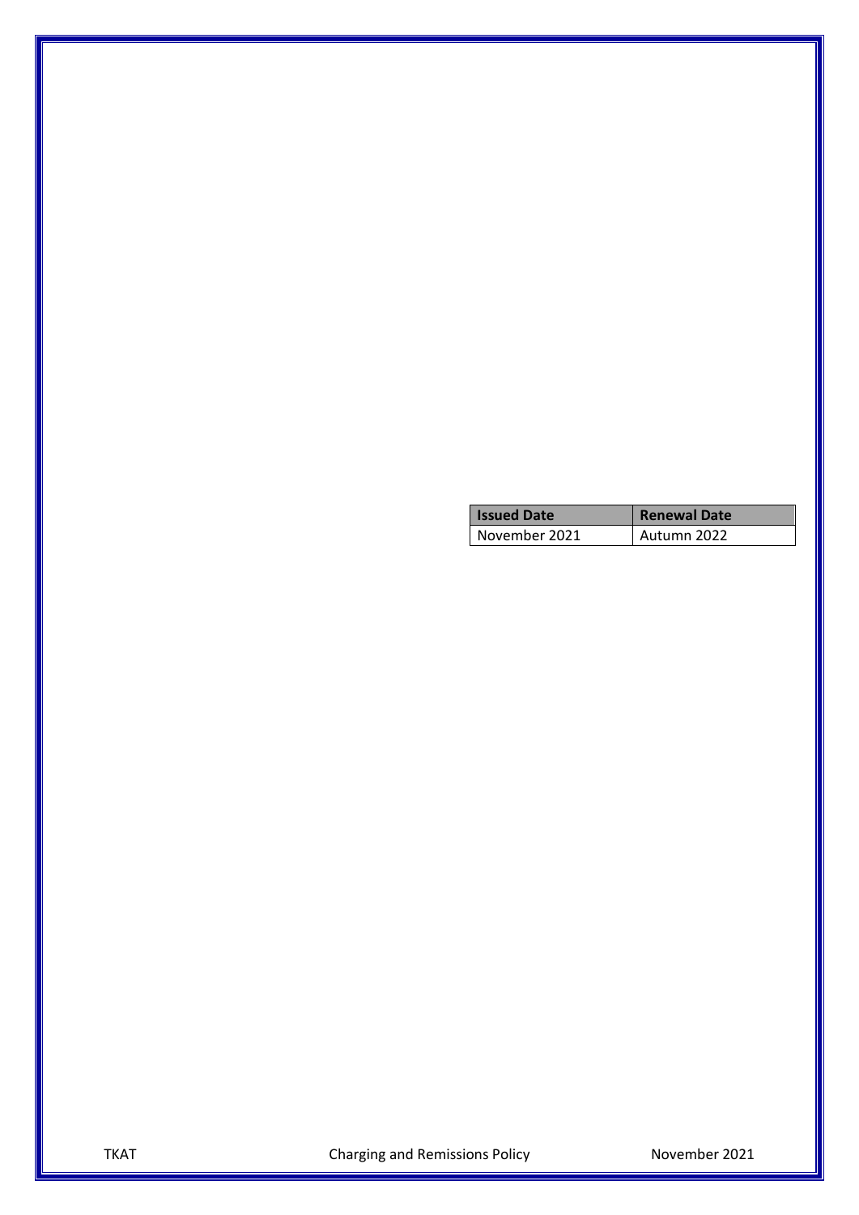| Issued Date | Renewal Date |
| --- | --- |
| November 2021 | Autumn 2022 |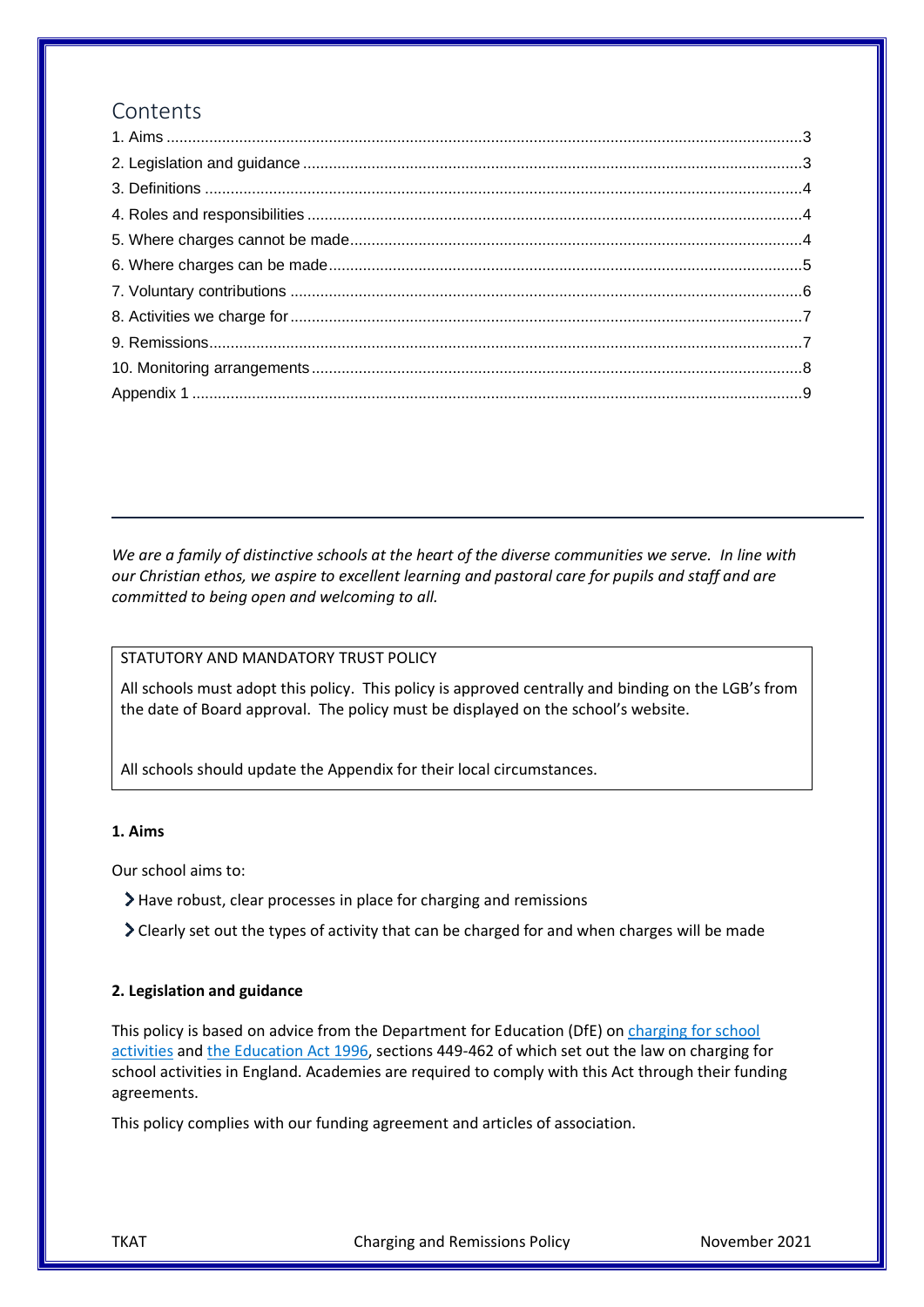# Contents

1. Aims ....................................................................................................................................3
2. Legislation and guidance ....................................................................................................3
3. Definitions ...........................................................................................................................4
4. Roles and responsibilities ....................................................................................................4
5. Where charges cannot be made ..........................................................................................4
6. Where charges can be made ...............................................................................................5
7. Voluntary contributions .......................................................................................................6
8. Activities we charge for .......................................................................................................7
9. Remissions .........................................................................................................................7
10. Monitoring arrangements ...................................................................................................8

Appendix 1 .............................................................................................................................9

---

*We are a family of distinctive schools at the heart of the diverse communities we serve. In line with our Christian ethos, we aspire to excellent learning and pastoral care for pupils and staff and are committed to being open and welcoming to all.*

> STATUTORY AND MANDATORY TRUST POLICY
>
> All schools must adopt this policy. This policy is approved centrally and binding on the LGB's from the date of Board approval. The policy must be displayed on the school's website.
>
> All schools should update the Appendix for their local circumstances.

**1. Aims**

Our school aims to:

- Have robust, clear processes in place for charging and remissions
- Clearly set out the types of activity that can be charged for and when charges will be made

**2. Legislation and guidance**

This policy is based on advice from the Department for Education (DfE) on charging for school activities and the Education Act 1996, sections 449-462 of which set out the law on charging for school activities in England. Academies are required to comply with this Act through their funding agreements.

This policy complies with our funding agreement and articles of association.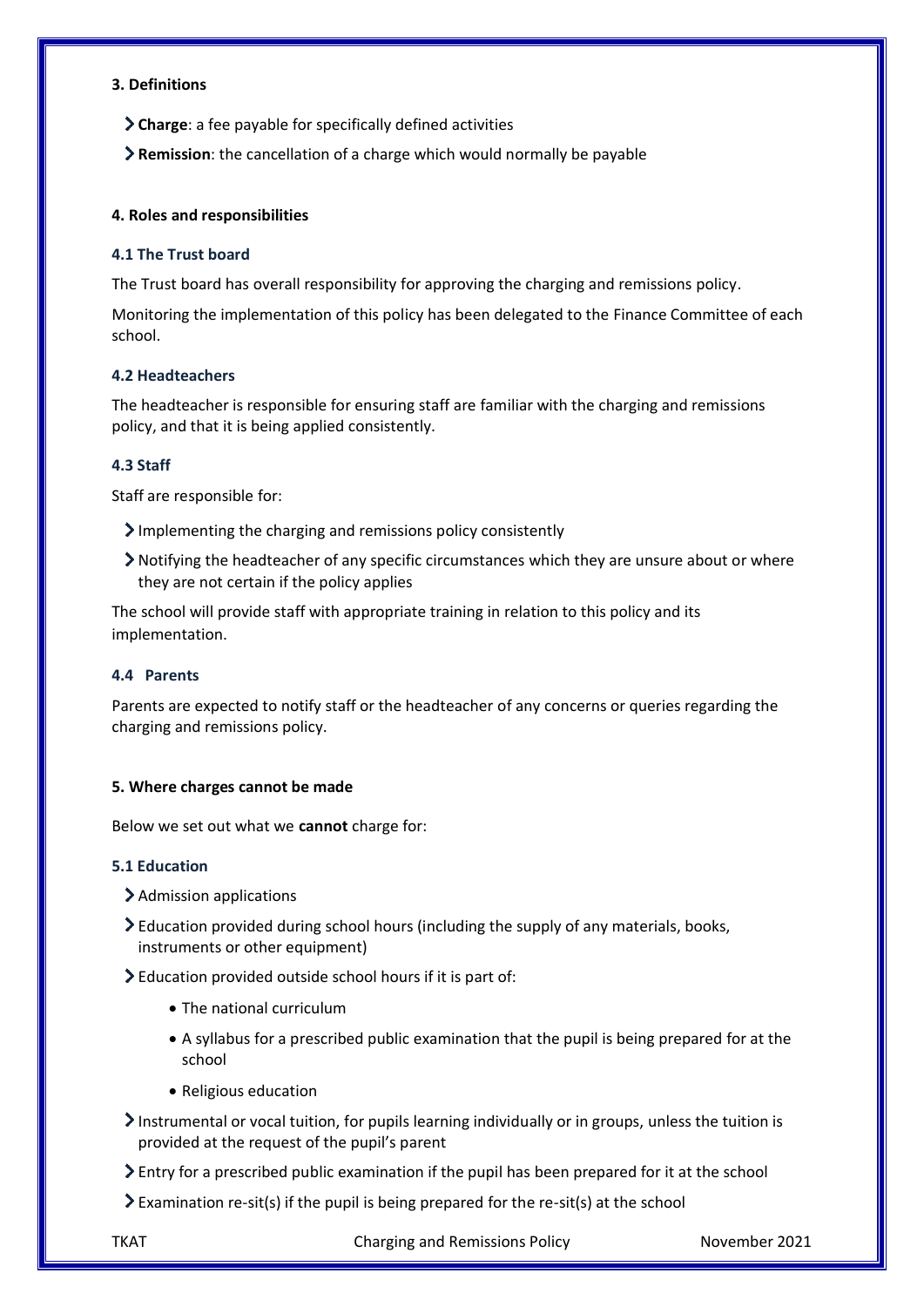### 3. Definitions

- **Charge**: a fee payable for specifically defined activities
- **Remission**: the cancellation of a charge which would normally be payable

### 4. Roles and responsibilities

#### 4.1 The Trust board

The Trust board has overall responsibility for approving the charging and remissions policy.

Monitoring the implementation of this policy has been delegated to the Finance Committee of each school.

#### 4.2 Headteachers

The headteacher is responsible for ensuring staff are familiar with the charging and remissions policy, and that it is being applied consistently.

#### 4.3 Staff

Staff are responsible for:

- Implementing the charging and remissions policy consistently
- Notifying the headteacher of any specific circumstances which they are unsure about or where they are not certain if the policy applies

The school will provide staff with appropriate training in relation to this policy and its implementation.

#### 4.4 Parents

Parents are expected to notify staff or the headteacher of any concerns or queries regarding the charging and remissions policy.

### 5. Where charges cannot be made

Below we set out what we **cannot** charge for:

#### 5.1 Education

- Admission applications
- Education provided during school hours (including the supply of any materials, books, instruments or other equipment)
- Education provided outside school hours if it is part of:
  - The national curriculum
  - A syllabus for a prescribed public examination that the pupil is being prepared for at the school
  - Religious education
- Instrumental or vocal tuition, for pupils learning individually or in groups, unless the tuition is provided at the request of the pupil's parent
- Entry for a prescribed public examination if the pupil has been prepared for it at the school
- Examination re-sit(s) if the pupil is being prepared for the re-sit(s) at the school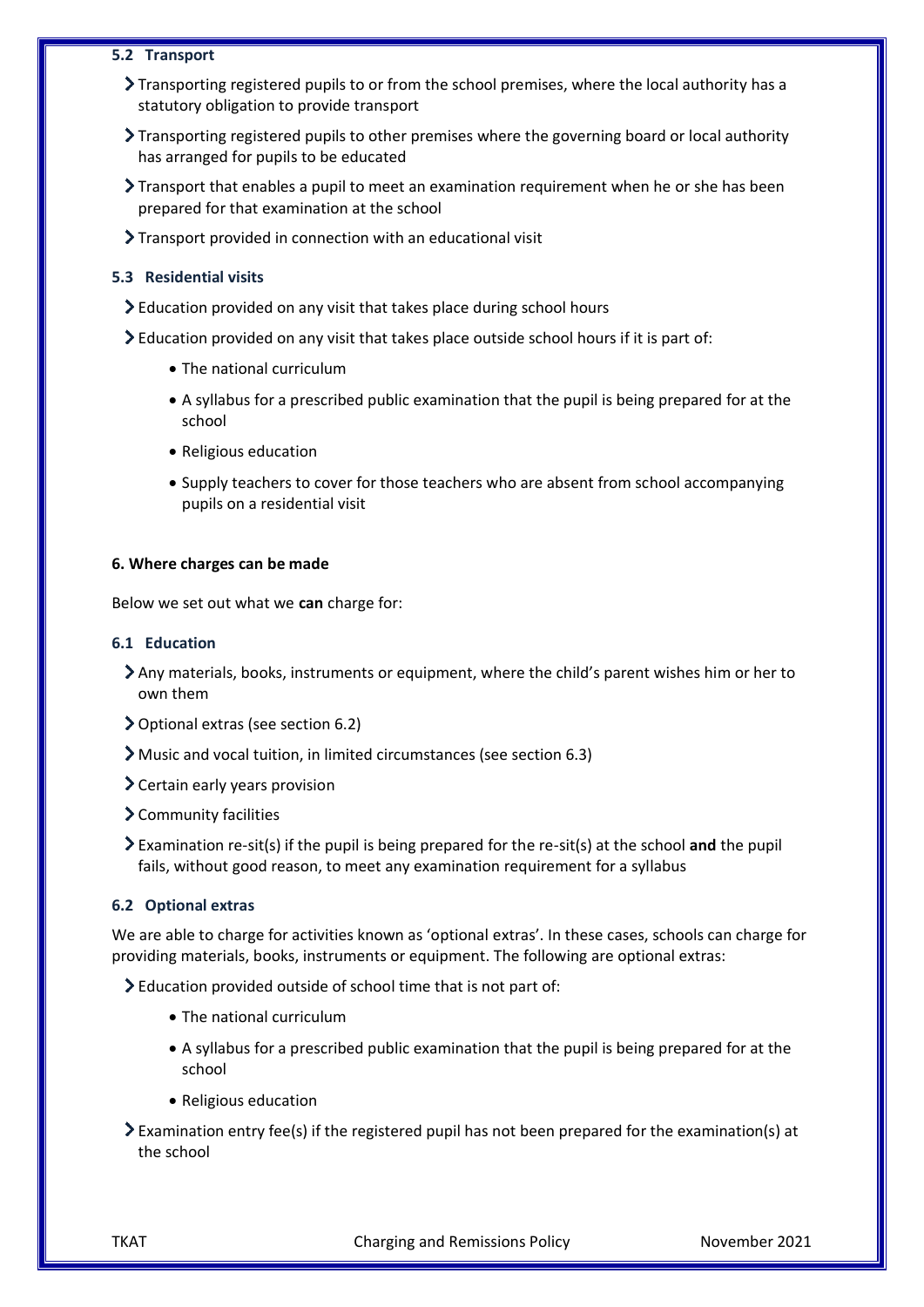### 5.2 Transport

- Transporting registered pupils to or from the school premises, where the local authority has a statutory obligation to provide transport
- Transporting registered pupils to other premises where the governing board or local authority has arranged for pupils to be educated
- Transport that enables a pupil to meet an examination requirement when he or she has been prepared for that examination at the school
- Transport provided in connection with an educational visit

### 5.3 Residential visits

- Education provided on any visit that takes place during school hours
- Education provided on any visit that takes place outside school hours if it is part of:
    - The national curriculum
    - A syllabus for a prescribed public examination that the pupil is being prepared for at the school
    - Religious education
    - Supply teachers to cover for those teachers who are absent from school accompanying pupils on a residential visit

## 6. Where charges can be made

Below we set out what we **can** charge for:

### 6.1 Education

- Any materials, books, instruments or equipment, where the child's parent wishes him or her to own them
- Optional extras (see section 6.2)
- Music and vocal tuition, in limited circumstances (see section 6.3)
- Certain early years provision
- Community facilities
- Examination re-sit(s) if the pupil is being prepared for the re-sit(s) at the school **and** the pupil fails, without good reason, to meet any examination requirement for a syllabus

### 6.2 Optional extras

We are able to charge for activities known as 'optional extras'. In these cases, schools can charge for providing materials, books, instruments or equipment. The following are optional extras:

- Education provided outside of school time that is not part of:
    - The national curriculum
    - A syllabus for a prescribed public examination that the pupil is being prepared for at the school
    - Religious education
- Examination entry fee(s) if the registered pupil has not been prepared for the examination(s) at the school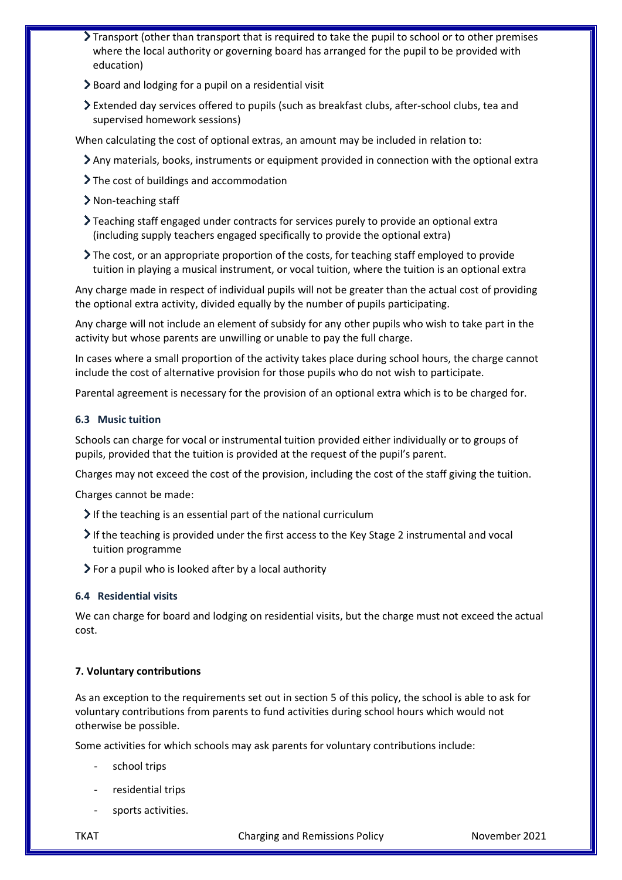- Transport (other than transport that is required to take the pupil to school or to other premises where the local authority or governing board has arranged for the pupil to be provided with education)
- Board and lodging for a pupil on a residential visit
- Extended day services offered to pupils (such as breakfast clubs, after-school clubs, tea and supervised homework sessions)

When calculating the cost of optional extras, an amount may be included in relation to:

- Any materials, books, instruments or equipment provided in connection with the optional extra
- The cost of buildings and accommodation
- Non-teaching staff
- Teaching staff engaged under contracts for services purely to provide an optional extra (including supply teachers engaged specifically to provide the optional extra)
- The cost, or an appropriate proportion of the costs, for teaching staff employed to provide tuition in playing a musical instrument, or vocal tuition, where the tuition is an optional extra

Any charge made in respect of individual pupils will not be greater than the actual cost of providing the optional extra activity, divided equally by the number of pupils participating.

Any charge will not include an element of subsidy for any other pupils who wish to take part in the activity but whose parents are unwilling or unable to pay the full charge.

In cases where a small proportion of the activity takes place during school hours, the charge cannot include the cost of alternative provision for those pupils who do not wish to participate.

Parental agreement is necessary for the provision of an optional extra which is to be charged for.

### 6.3 Music tuition

Schools can charge for vocal or instrumental tuition provided either individually or to groups of pupils, provided that the tuition is provided at the request of the pupil's parent.

Charges may not exceed the cost of the provision, including the cost of the staff giving the tuition.

Charges cannot be made:

- If the teaching is an essential part of the national curriculum
- If the teaching is provided under the first access to the Key Stage 2 instrumental and vocal tuition programme
- For a pupil who is looked after by a local authority

### 6.4 Residential visits

We can charge for board and lodging on residential visits, but the charge must not exceed the actual cost.

## 7. Voluntary contributions

As an exception to the requirements set out in section 5 of this policy, the school is able to ask for voluntary contributions from parents to fund activities during school hours which would not otherwise be possible.

Some activities for which schools may ask parents for voluntary contributions include:

- school trips
- residential trips
- sports activities.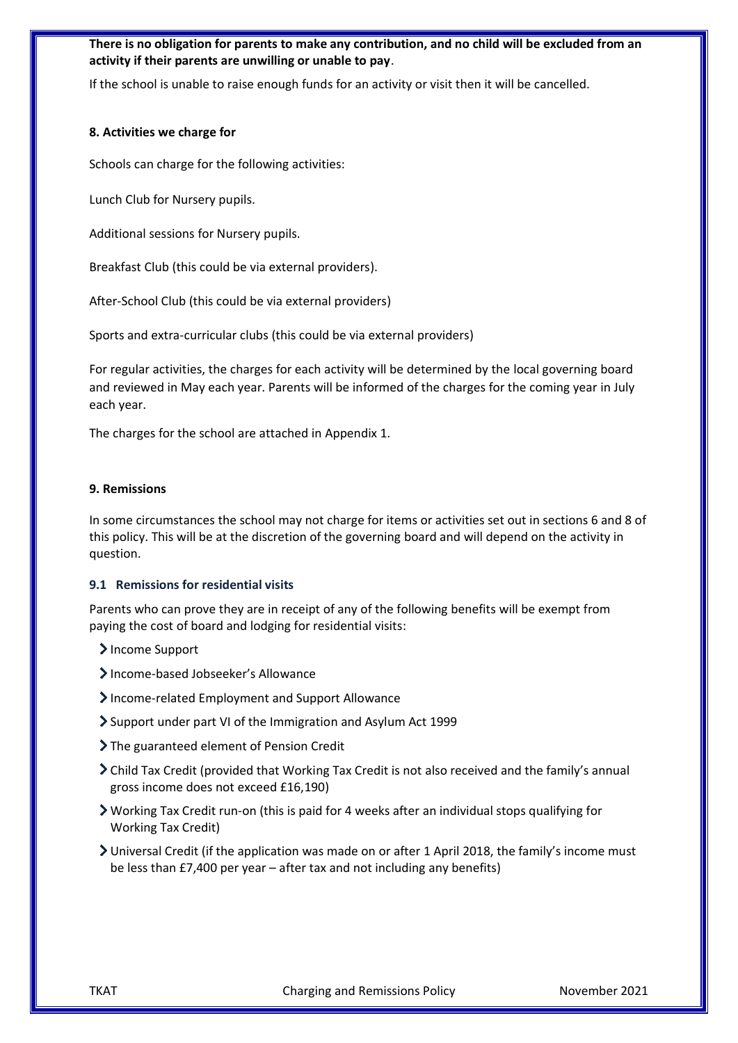**There is no obligation for parents to make any contribution, and no child will be excluded from an activity if their parents are unwilling or unable to pay**.

If the school is unable to raise enough funds for an activity or visit then it will be cancelled.

### 8. Activities we charge for

Schools can charge for the following activities:

Lunch Club for Nursery pupils.

Additional sessions for Nursery pupils.

Breakfast Club (this could be via external providers).

After-School Club (this could be via external providers)

Sports and extra-curricular clubs (this could be via external providers)

For regular activities, the charges for each activity will be determined by the local governing board and reviewed in May each year. Parents will be informed of the charges for the coming year in July each year.

The charges for the school are attached in Appendix 1.

### 9. Remissions

In some circumstances the school may not charge for items or activities set out in sections 6 and 8 of this policy. This will be at the discretion of the governing board and will depend on the activity in question.

#### 9.1 Remissions for residential visits

Parents who can prove they are in receipt of any of the following benefits will be exempt from paying the cost of board and lodging for residential visits:

- Income Support
- Income-based Jobseeker's Allowance
- Income-related Employment and Support Allowance
- Support under part VI of the Immigration and Asylum Act 1999
- The guaranteed element of Pension Credit
- Child Tax Credit (provided that Working Tax Credit is not also received and the family's annual gross income does not exceed £16,190)
- Working Tax Credit run-on (this is paid for 4 weeks after an individual stops qualifying for Working Tax Credit)
- Universal Credit (if the application was made on or after 1 April 2018, the family's income must be less than £7,400 per year – after tax and not including any benefits)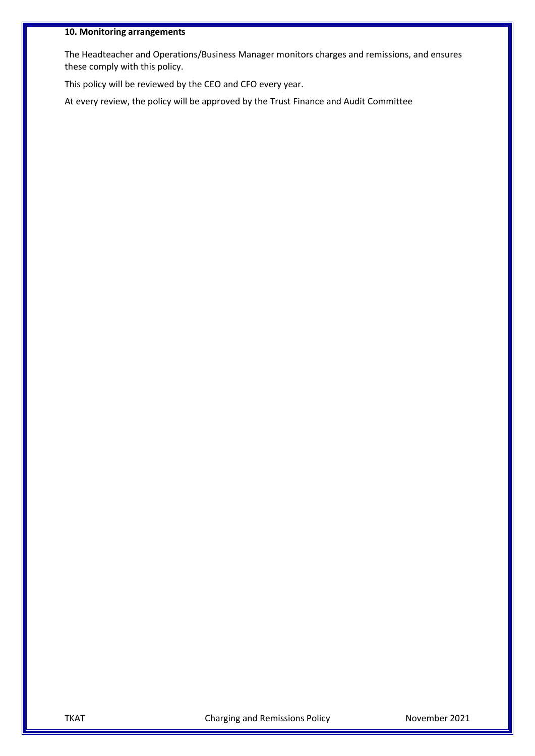**10. Monitoring arrangements**

The Headteacher and Operations/Business Manager monitors charges and remissions, and ensures these comply with this policy.

This policy will be reviewed by the CEO and CFO every year.

At every review, the policy will be approved by the Trust Finance and Audit Committee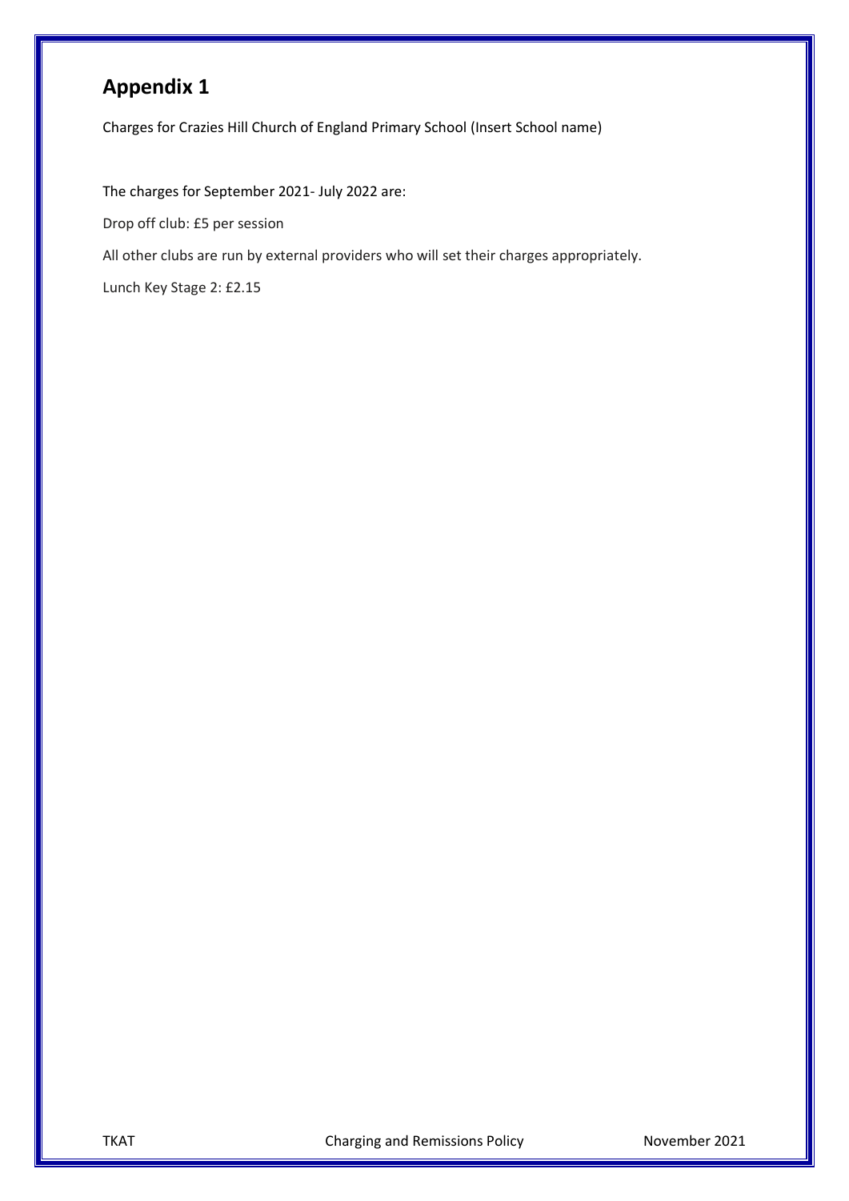## Appendix 1

Charges for Crazies Hill Church of England Primary School (Insert School name)

The charges for September 2021- July 2022 are:

Drop off club: £5 per session

All other clubs are run by external providers who will set their charges appropriately.

Lunch Key Stage 2: £2.15